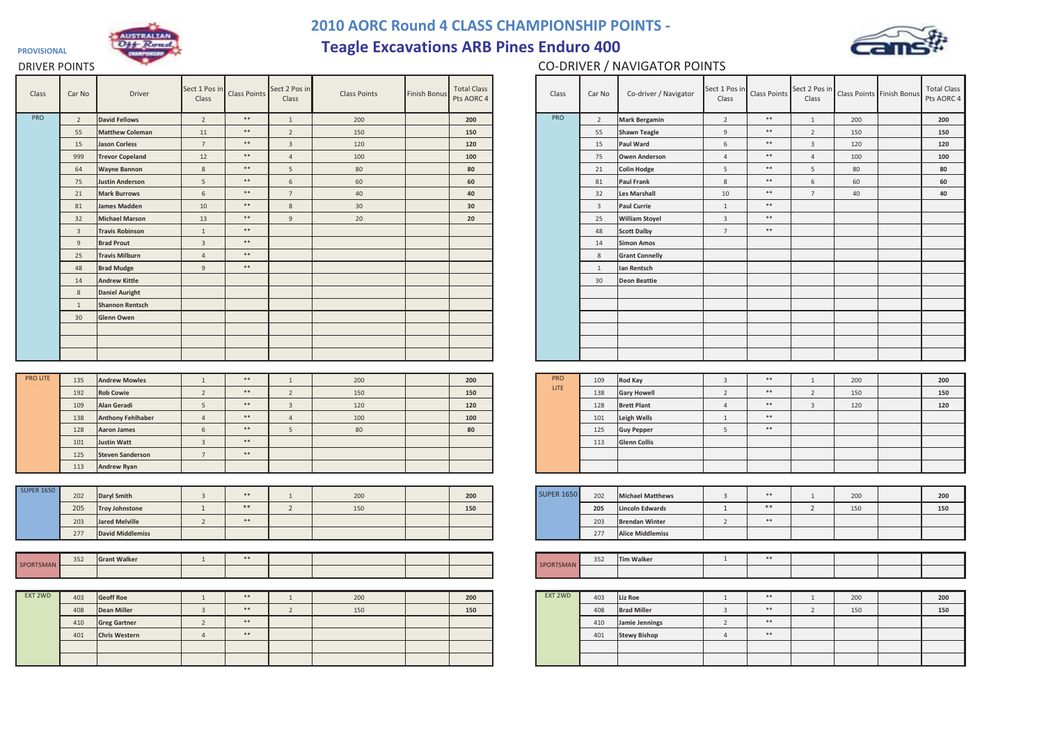PROVISIONAL

# 2010 AORC Round 4 CLASS CHAMPIONSHIP POINTS - Teagle Excavations ARB Pines Enduro 400

## DRIVER POINTS

| Class | Car No | Driver | Sect 1 Pos in Class | Class Points | Sect 2 Pos in Class | Class Points | Finish Bonus | Total Class Pts AORC 4 |
|---|---|---|---|---|---|---|---|---|
| PRO | 2 | **David Fellows** | 2 | ** | 1 | 200 | | **200** |
| | 55 | **Matthew Coleman** | 11 | ** | 2 | 150 | | **150** |
| | 15 | **Jason Corless** | 7 | ** | 3 | 120 | | **120** |
| | 999 | **Trevor Copeland** | 12 | ** | 4 | 100 | | **100** |
| | 64 | **Wayne Bannon** | 8 | ** | 5 | 80 | | **80** |
| | 75 | **Justin Anderson** | 5 | ** | 6 | 60 | | **60** |
| | 21 | **Mark Burrows** | 6 | ** | 7 | 40 | | **40** |
| | 81 | **James Madden** | 10 | ** | 8 | 30 | | **30** |
| | 32 | **Michael Marson** | 13 | ** | 9 | 20 | | **20** |
| | 3 | **Travis Robinson** | 1 | ** | | | | |
| | 9 | **Brad Prout** | 3 | ** | | | | |
| | 25 | **Travis Milburn** | 4 | ** | | | | |
| | 48 | **Brad Mudge** | 9 | ** | | | | |
| | 14 | **Andrew Kittle** | | | | | | |
| | 8 | **Daniel Auright** | | | | | | |
| | 1 | **Shannon Rentsch** | | | | | | |
| | 30 | **Glenn Owen** | | | | | | |

| Class | Car No | Driver | Sect 1 Pos in Class | Class Points | Sect 2 Pos in Class | Class Points | Finish Bonus | Total Class Pts AORC 4 |
|---|---|---|---|---|---|---|---|---|
| PRO LITE | 135 | **Andrew Mowles** | 1 | ** | 1 | 200 | | **200** |
| | 192 | **Rob Cowie** | 2 | ** | 2 | 150 | | **150** |
| | 109 | **Alan Geradi** | 5 | ** | 3 | 120 | | **120** |
| | 138 | **Anthony Fehlhaber** | 4 | ** | 4 | 100 | | **100** |
| | 128 | **Aaron James** | 6 | ** | 5 | 80 | | **80** |
| | 101 | **Justin Watt** | 3 | ** | | | | |
| | 125 | **Steven Sanderson** | 7 | ** | | | | |
| | 113 | **Andrew Ryan** | | | | | | |

| Class | Car No | Driver | Sect 1 Pos in Class | Class Points | Sect 2 Pos in Class | Class Points | Finish Bonus | Total Class Pts AORC 4 |
|---|---|---|---|---|---|---|---|---|
| SUPER 1650 | 202 | **Daryl Smith** | 3 | ** | 1 | 200 | | **200** |
| | 205 | **Troy Johnstone** | 1 | ** | 2 | 150 | | **150** |
| | 203 | **Jared Melville** | 2 | ** | | | | |
| | 277 | **David Middlemiss** | | | | | | |

| Class | Car No | Driver | Sect 1 Pos in Class | Class Points | Sect 2 Pos in Class | Class Points | Finish Bonus | Total Class Pts AORC 4 |
|---|---|---|---|---|---|---|---|---|
| SPORTSMAN | 352 | **Grant Walker** | 1 | ** | | | | |

| Class | Car No | Driver | Sect 1 Pos in Class | Class Points | Sect 2 Pos in Class | Class Points | Finish Bonus | Total Class Pts AORC 4 |
|---|---|---|---|---|---|---|---|---|
| EXT 2WD | 403 | **Geoff Roe** | 1 | ** | 1 | 200 | | **200** |
| | 408 | **Dean Miller** | 3 | ** | 2 | 150 | | **150** |
| | 410 | **Greg Gartner** | 2 | ** | | | | |
| | 401 | **Chris Western** | 4 | ** | | | | |

## CO-DRIVER / NAVIGATOR POINTS

| Class | Car No | Co-driver / Navigator | Sect 1 Pos in Class | Class Points | Sect 2 Pos in Class | Class Points | Finish Bonus | Total Class Pts AORC 4 |
|---|---|---|---|---|---|---|---|---|
| PRO | 2 | **Mark Bergamin** | 2 | ** | 1 | 200 | | **200** |
| | 55 | **Shawn Teagle** | 9 | ** | 2 | 150 | | **150** |
| | 15 | **Paul Ward** | 6 | ** | 3 | 120 | | **120** |
| | 75 | **Owen Anderson** | 4 | ** | 4 | 100 | | **100** |
| | 21 | **Colin Hodge** | 5 | ** | 5 | 80 | | **80** |
| | 81 | **Paul Frank** | 8 | ** | 6 | 60 | | **60** |
| | 32 | **Les Marshall** | 10 | ** | 7 | 40 | | **40** |
| | 3 | **Paul Currie** | 1 | ** | | | | |
| | 25 | **William Stoyel** | 3 | ** | | | | |
| | 48 | **Scott Dalby** | 7 | ** | | | | |
| | 14 | **Simon Amos** | | | | | | |
| | 8 | **Grant Connelly** | | | | | | |
| | 1 | **Ian Rentsch** | | | | | | |
| | 30 | **Deon Beattie** | | | | | | |

| Class | Car No | Co-driver / Navigator | Sect 1 Pos in Class | Class Points | Sect 2 Pos in Class | Class Points | Finish Bonus | Total Class Pts AORC 4 |
|---|---|---|---|---|---|---|---|---|
| PRO LITE | 109 | **Rod Kay** | 3 | ** | 1 | 200 | | **200** |
| | 138 | **Gary Howell** | 2 | ** | 2 | 150 | | **150** |
| | 128 | **Brett Plant** | 4 | ** | 3 | 120 | | **120** |
| | 101 | **Leigh Wells** | 1 | ** | | | | |
| | 125 | **Guy Pepper** | 5 | ** | | | | |
| | 113 | **Glenn Collis** | | | | | | |

| Class | Car No | Co-driver / Navigator | Sect 1 Pos in Class | Class Points | Sect 2 Pos in Class | Class Points | Finish Bonus | Total Class Pts AORC 4 |
|---|---|---|---|---|---|---|---|---|
| SUPER 1650 | 202 | **Michael Matthews** | 3 | ** | 1 | 200 | | **200** |
| | 205 | **Lincoln Edwards** | 1 | ** | 2 | 150 | | **150** |
| | 203 | **Brendan Winter** | 2 | ** | | | | |
| | 277 | **Alice Middlemiss** | | | | | | |

| Class | Car No | Co-driver / Navigator | Sect 1 Pos in Class | Class Points | Sect 2 Pos in Class | Class Points | Finish Bonus | Total Class Pts AORC 4 |
|---|---|---|---|---|---|---|---|---|
| SPORTSMAN | 352 | **Tim Walker** | 1 | ** | | | | |

| Class | Car No | Co-driver / Navigator | Sect 1 Pos in Class | Class Points | Sect 2 Pos in Class | Class Points | Finish Bonus | Total Class Pts AORC 4 |
|---|---|---|---|---|---|---|---|---|
| EXT 2WD | 403 | **Liz Roe** | 1 | ** | 1 | 200 | | **200** |
| | 408 | **Brad Miller** | 3 | ** | 2 | 150 | | **150** |
| | 410 | **Jamie Jennings** | 2 | ** | | | | |
| | 401 | **Stewy Bishop** | 4 | ** | | | | |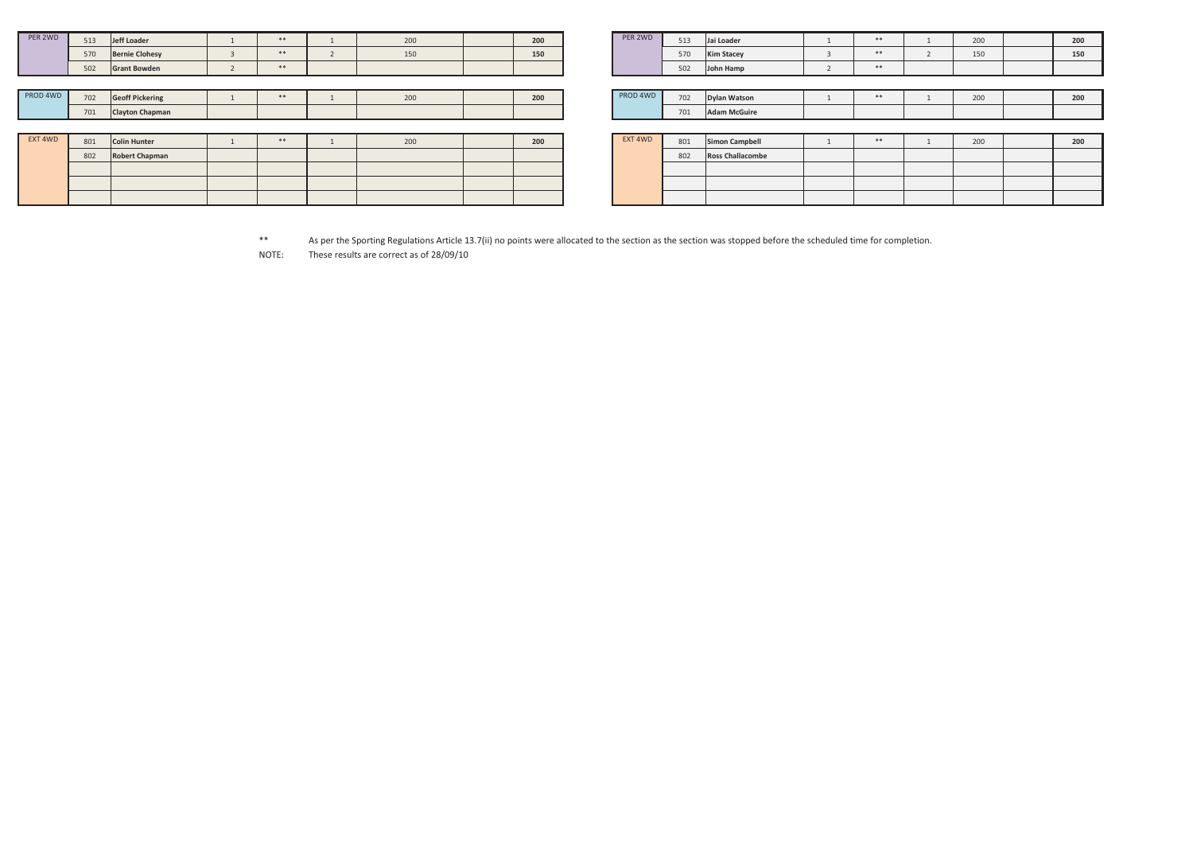| | | | | | | | | |
|---|---|---|---|---|---|---|---|---|
| PER 2WD | 513 | Jeff Loader | 1 | ** | 1 | 200 | | 200 |
| | 570 | Bernie Clohesy | 3 | ** | 2 | 150 | | 150 |
| | 502 | Grant Bowden | 2 | ** | | | | |

| | | | | | | | | |
|---|---|---|---|---|---|---|---|---|
| PROD 4WD | 702 | Geoff Pickering | 1 | ** | 1 | 200 | | 200 |
| | 701 | Clayton Chapman | | | | | | |

| | | | | | | | | |
|---|---|---|---|---|---|---|---|---|
| EXT 4WD | 801 | Colin Hunter | 1 | ** | 1 | 200 | | 200 |
| | 802 | Robert Chapman | | | | | | |
| | | | | | | | | |
| | | | | | | | | |
| | | | | | | | | |

| | | | | | | | | |
|---|---|---|---|---|---|---|---|---|
| PER 2WD | 513 | Jai Loader | 1 | ** | 1 | 200 | | 200 |
| | 570 | Kim Stacey | 3 | ** | 2 | 150 | | 150 |
| | 502 | John Hamp | 2 | ** | | | | |

| | | | | | | | | |
|---|---|---|---|---|---|---|---|---|
| PROD 4WD | 702 | Dylan Watson | 1 | ** | 1 | 200 | | 200 |
| | 701 | Adam McGuire | | | | | | |

| | | | | | | | | |
|---|---|---|---|---|---|---|---|---|
| EXT 4WD | 801 | Simon Campbell | 1 | ** | 1 | 200 | | 200 |
| | 802 | Ross Challacombe | | | | | | |
| | | | | | | | | |
| | | | | | | | | |
| | | | | | | | | |

** As per the Sporting Regulations Article 13.7(ii) no points were allocated to the section as the section was stopped before the scheduled time for completion.

NOTE: These results are correct as of 28/09/10